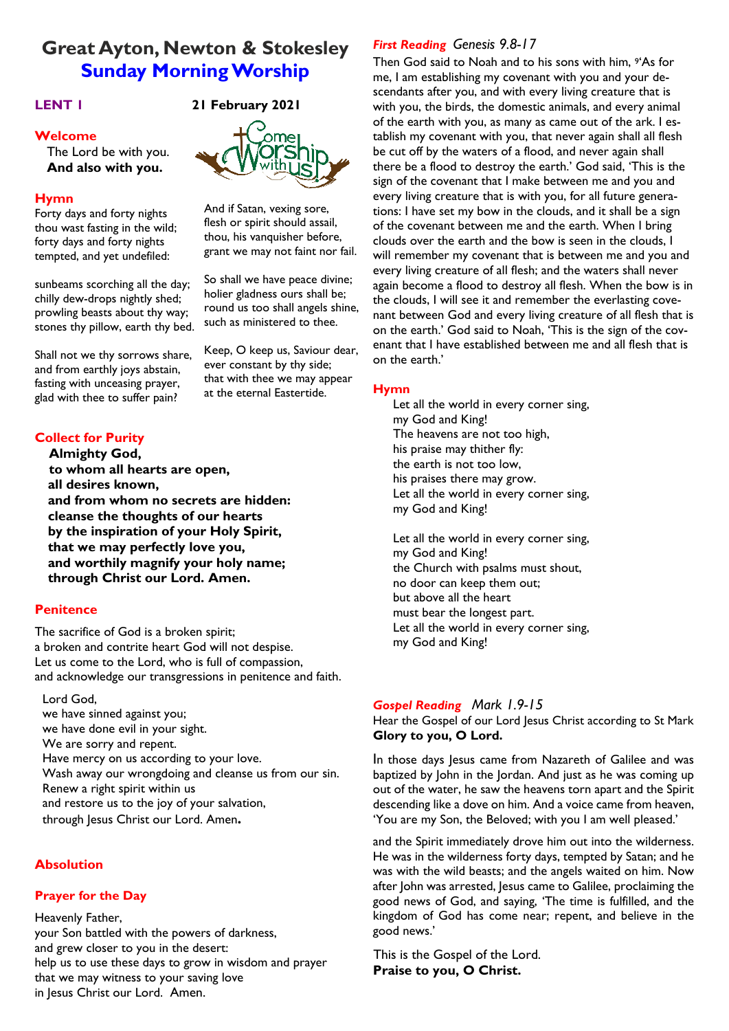# Great Ayton, Newton & Stokesley
# Sunday Morning Worship

**LENT 1** **21 February 2021**

## Welcome

The Lord be with you.
**And also with you.**

## Hymn

Forty days and forty nights
thou wast fasting in the wild;
forty days and forty nights
tempted, and yet undefiled:

sunbeams scorching all the day;
chilly dew-drops nightly shed;
prowling beasts about thy way;
stones thy pillow, earth thy bed.

Shall not we thy sorrows share,
and from earthly joys abstain,
fasting with unceasing prayer,
glad with thee to suffer pain?

And if Satan, vexing sore,
flesh or spirit should assail,
thou, his vanquisher before,
grant we may not faint nor fail.

So shall we have peace divine;
holier gladness ours shall be;
round us too shall angels shine,
such as ministered to thee.

Keep, O keep us, Saviour dear,
ever constant by thy side;
that with thee we may appear
at the eternal Eastertide.

## Collect for Purity

**Almighty God,
to whom all hearts are open,
all desires known,
and from whom no secrets are hidden:
cleanse the thoughts of our hearts
by the inspiration of your Holy Spirit,
that we may perfectly love you,
and worthily magnify your holy name;
through Christ our Lord. Amen.**

## Penitence

The sacrifice of God is a broken spirit;
a broken and contrite heart God will not despise.
Let us come to the Lord, who is full of compassion,
and acknowledge our transgressions in penitence and faith.

Lord God,
we have sinned against you;
we have done evil in your sight.
We are sorry and repent.
Have mercy on us according to your love.
Wash away our wrongdoing and cleanse us from our sin.
Renew a right spirit within us
and restore us to the joy of your salvation,
through Jesus Christ our Lord. Amen.

## Absolution

## Prayer for the Day

Heavenly Father,
your Son battled with the powers of darkness,
and grew closer to you in the desert:
help us to use these days to grow in wisdom and prayer
that we may witness to your saving love
in Jesus Christ our Lord. Amen.

## *First Reading* *Genesis 9.8-17*

Then God said to Noah and to his sons with him, [9]'As for me, I am establishing my covenant with you and your descendants after you, and with every living creature that is with you, the birds, the domestic animals, and every animal of the earth with you, as many as came out of the ark. I establish my covenant with you, that never again shall all flesh be cut off by the waters of a flood, and never again shall there be a flood to destroy the earth.' God said, 'This is the sign of the covenant that I make between me and you and every living creature that is with you, for all future generations: I have set my bow in the clouds, and it shall be a sign of the covenant between me and the earth. When I bring clouds over the earth and the bow is seen in the clouds, I will remember my covenant that is between me and you and every living creature of all flesh; and the waters shall never again become a flood to destroy all flesh. When the bow is in the clouds, I will see it and remember the everlasting covenant between God and every living creature of all flesh that is on the earth.' God said to Noah, 'This is the sign of the covenant that I have established between me and all flesh that is on the earth.'

## Hymn

Let all the world in every corner sing,
my God and King!
The heavens are not too high,
his praise may thither fly:
the earth is not too low,
his praises there may grow.
Let all the world in every corner sing,
my God and King!

Let all the world in every corner sing,
my God and King!
the Church with psalms must shout,
no door can keep them out;
but above all the heart
must bear the longest part.
Let all the world in every corner sing,
my God and King!

## *Gospel Reading* *Mark 1.9-15*

Hear the Gospel of our Lord Jesus Christ according to St Mark
**Glory to you, O Lord.**

In those days Jesus came from Nazareth of Galilee and was baptized by John in the Jordan. And just as he was coming up out of the water, he saw the heavens torn apart and the Spirit descending like a dove on him. And a voice came from heaven, 'You are my Son, the Beloved; with you I am well pleased.'

and the Spirit immediately drove him out into the wilderness. He was in the wilderness forty days, tempted by Satan; and he was with the wild beasts; and the angels waited on him. Now after John was arrested, Jesus came to Galilee, proclaiming the good news of God, and saying, 'The time is fulfilled, and the kingdom of God has come near; repent, and believe in the good news.'

This is the Gospel of the Lord.
**Praise to you, O Christ.**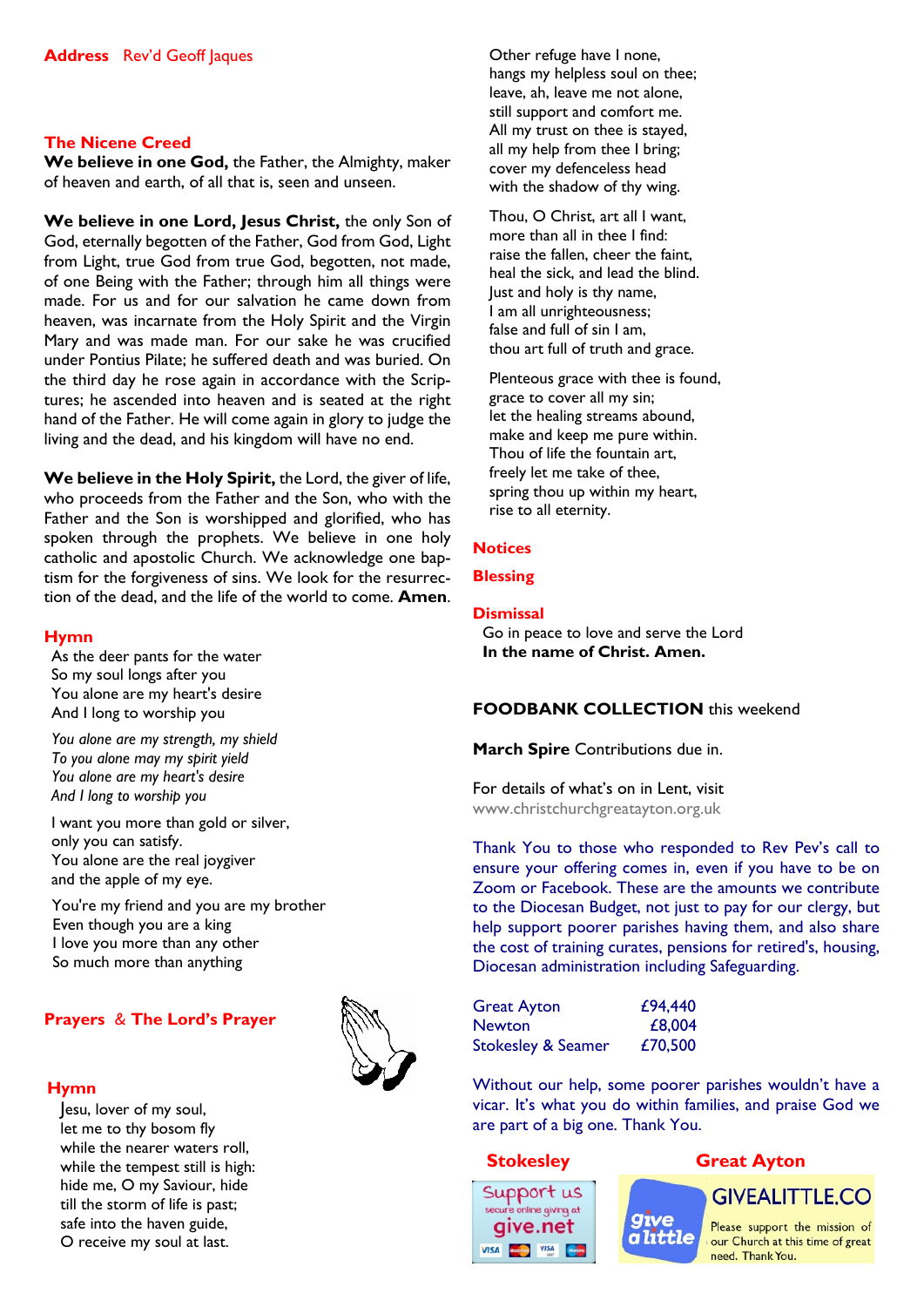**Address** Rev'd Geoff Jaques

## The Nicene Creed

**We believe in one God,** the Father, the Almighty, maker of heaven and earth, of all that is, seen and unseen.

**We believe in one Lord, Jesus Christ,** the only Son of God, eternally begotten of the Father, God from God, Light from Light, true God from true God, begotten, not made, of one Being with the Father; through him all things were made. For us and for our salvation he came down from heaven, was incarnate from the Holy Spirit and the Virgin Mary and was made man. For our sake he was crucified under Pontius Pilate; he suffered death and was buried. On the third day he rose again in accordance with the Scriptures; he ascended into heaven and is seated at the right hand of the Father. He will come again in glory to judge the living and the dead, and his kingdom will have no end.

**We believe in the Holy Spirit,** the Lord, the giver of life, who proceeds from the Father and the Son, who with the Father and the Son is worshipped and glorified, who has spoken through the prophets. We believe in one holy catholic and apostolic Church. We acknowledge one baptism for the forgiveness of sins. We look for the resurrection of the dead, and the life of the world to come. **Amen**.

## Hymn

As the deer pants for the water
So my soul longs after you
You alone are my heart's desire
And I long to worship you

*You alone are my strength, my shield*
*To you alone may my spirit yield*
*You alone are my heart's desire*
*And I long to worship you*

I want you more than gold or silver,
only you can satisfy.
You alone are the real joygiver
and the apple of my eye.

You're my friend and you are my brother
Even though you are a king
I love you more than any other
So much more than anything

## Prayers & The Lord's Prayer

## Hymn

Jesu, lover of my soul,
let me to thy bosom fly
while the nearer waters roll,
while the tempest still is high:
hide me, O my Saviour, hide
till the storm of life is past;
safe into the haven guide,
O receive my soul at last.

Other refuge have I none,
hangs my helpless soul on thee;
leave, ah, leave me not alone,
still support and comfort me.
All my trust on thee is stayed,
all my help from thee I bring;
cover my defenceless head
with the shadow of thy wing.

Thou, O Christ, art all I want,
more than all in thee I find:
raise the fallen, cheer the faint,
heal the sick, and lead the blind.
Just and holy is thy name,
I am all unrighteousness;
false and full of sin I am,
thou art full of truth and grace.

Plenteous grace with thee is found,
grace to cover all my sin;
let the healing streams abound,
make and keep me pure within.
Thou of life the fountain art,
freely let me take of thee,
spring thou up within my heart,
rise to all eternity.

## Notices

## Blessing

## Dismissal

Go in peace to love and serve the Lord
**In the name of Christ. Amen.**

**FOODBANK COLLECTION** this weekend

**March Spire** Contributions due in.

For details of what's on in Lent, visit www.christchurchgreatayton.org.uk

Thank You to those who responded to Rev Pev's call to ensure your offering comes in, even if you have to be on Zoom or Facebook. These are the amounts we contribute to the Diocesan Budget, not just to pay for our clergy, but help support poorer parishes having them, and also share the cost of training curates, pensions for retired's, housing, Diocesan administration including Safeguarding.

| | |
|---|---|
| Great Ayton | £94,440 |
| Newton | £8,004 |
| Stokesley & Seamer | £70,500 |

Without our help, some poorer parishes wouldn't have a vicar. It's what you do within families, and praise God we are part of a big one. Thank You.

**Stokesley**

Support us
secure online giving at
give.net

**Great Ayton**

GIVEALITTLE.CO
give a little
Please support the mission of our Church at this time of great need. Thank You.